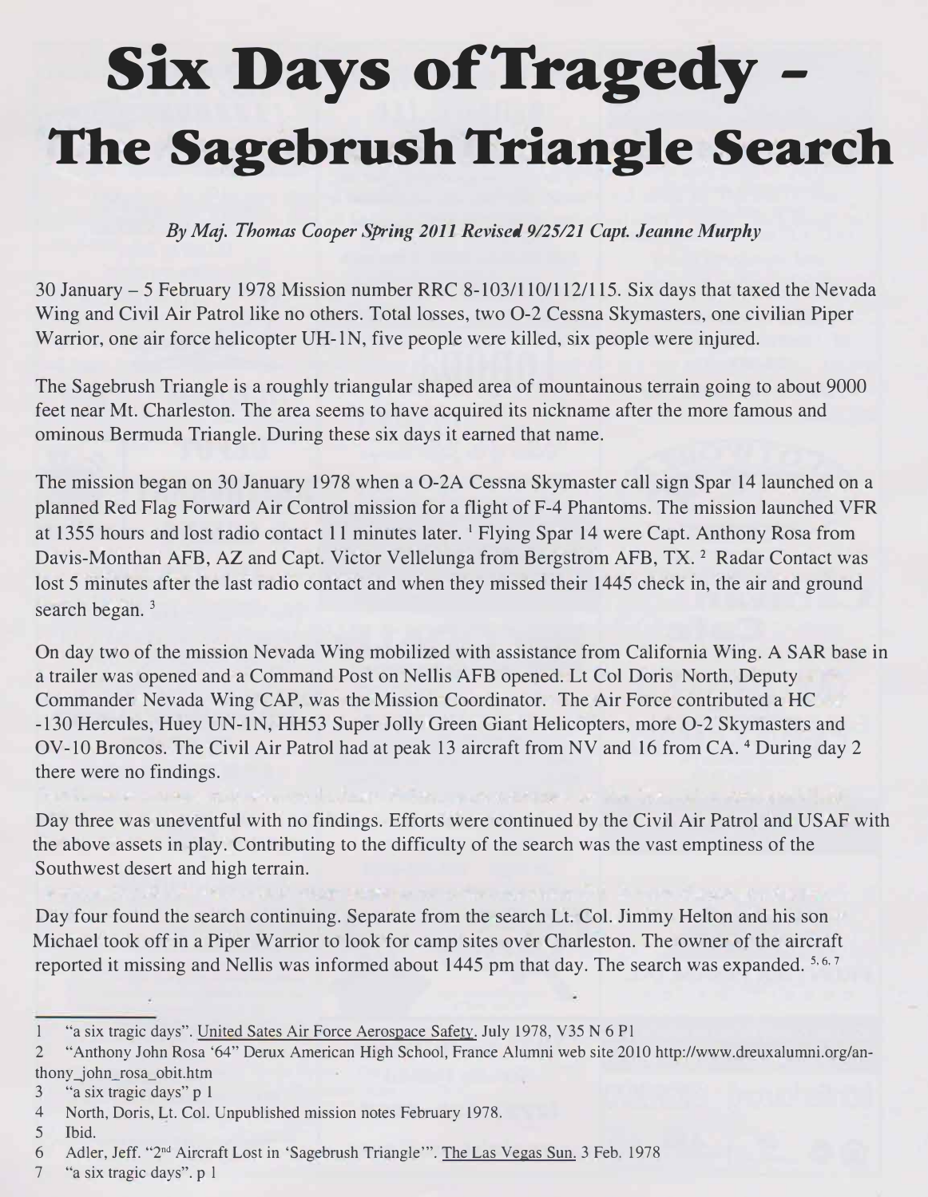# Six Days of Tragedy - The Sagebrush Triangle Search

*By Maj. Thomas Cooper Spring 2011 Revised 9/25/21 Capt. Jeanne Murphy*

30 January – 5 February 1978 Mission number RRC 8-103/110/112/115. Six days that taxed the Nevada Wing and Civil Air Patrol like no others. Total losses, two O-2 Cessna Skymasters, one civilian Piper Warrior, one air force helicopter UH-1N, five people were killed, six people were injured.

The Sagebrush Triangle is a roughly triangular shaped area of mountainous terrain going to about 9000 feet near Mt. Charleston. The area seems to have acquired its nickname after the more famous and ominous Bermuda Triangle. During these six days it earned that name.

The mission began on 30 January 1978 when a O-2A Cessna Skymaster call sign Spar 14 launched on a planned Red Flag Forward Air Control mission for a flight of F-4 Phantoms. The mission launched VFR at 1355 hours and lost radio contact 11 minutes later. [1] Flying Spar 14 were Capt. Anthony Rosa from Davis-Monthan AFB, AZ and Capt. Victor Vellelunga from Bergstrom AFB, TX. [2] Radar Contact was lost 5 minutes after the last radio contact and when they missed their 1445 check in, the air and ground search began. [3]

On day two of the mission Nevada Wing mobilized with assistance from California Wing. A SAR base in a trailer was opened and a Command Post on Nellis AFB opened. Lt Col Doris North, Deputy Commander Nevada Wing CAP, was the Mission Coordinator. The Air Force contributed a HC -130 Hercules, Huey UN-1N, HH53 Super Jolly Green Giant Helicopters, more O-2 Skymasters and OV-10 Broncos. The Civil Air Patrol had at peak 13 aircraft from NV and 16 from CA. [4] During day 2 there were no findings.

Day three was uneventful with no findings. Efforts were continued by the Civil Air Patrol and USAF with the above assets in play. Contributing to the difficulty of the search was the vast emptiness of the Southwest desert and high terrain.

Day four found the search continuing. Separate from the search Lt. Col. Jimmy Helton and his son Michael took off in a Piper Warrior to look for camp sites over Charleston. The owner of the aircraft reported it missing and Nellis was informed about 1445 pm that day. The search was expanded. [5, 6, 7]

---

1 "a six tragic days". United Sates Air Force Aerospace Safety. July 1978, V35 N 6 P1

2 "Anthony John Rosa '64" Derux American High School, France Alumni web site 2010 http://www.dreuxalumni.org/anthony_john_rosa_obit.htm

3 "a six tragic days" p 1

4 North, Doris, Lt. Col. Unpublished mission notes February 1978.

5 Ibid.

6 Adler, Jeff. "2nd Aircraft Lost in 'Sagebrush Triangle'". The Las Vegas Sun. 3 Feb. 1978

7 "a six tragic days". p 1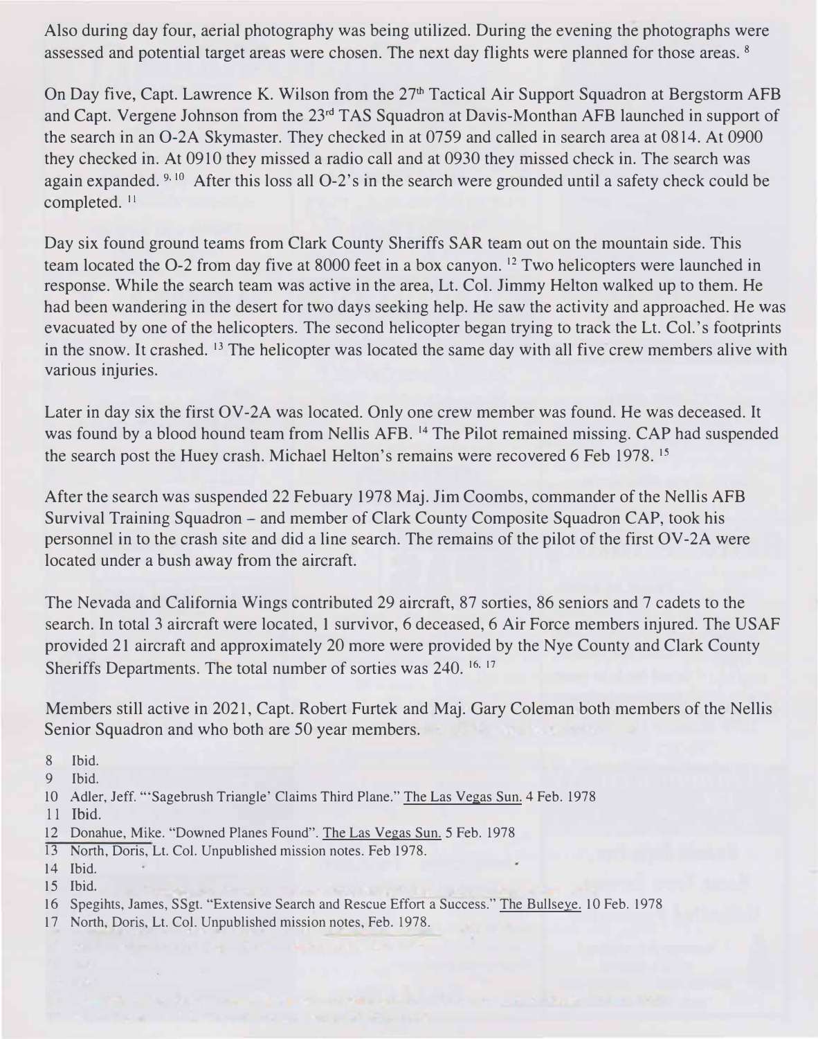Also during day four, aerial photography was being utilized. During the evening the photographs were assessed and potential target areas were chosen. The next day flights were planned for those areas. [8]

On Day five, Capt. Lawrence K. Wilson from the 27th Tactical Air Support Squadron at Bergstorm AFB and Capt. Vergene Johnson from the 23rd TAS Squadron at Davis-Monthan AFB launched in support of the search in an O-2A Skymaster. They checked in at 0759 and called in search area at 0814. At 0900 they checked in. At 0910 they missed a radio call and at 0930 they missed check in. The search was again expanded. [9, 10] After this loss all O-2's in the search were grounded until a safety check could be completed. [11]

Day six found ground teams from Clark County Sheriffs SAR team out on the mountain side. This team located the O-2 from day five at 8000 feet in a box canyon. [12] Two helicopters were launched in response. While the search team was active in the area, Lt. Col. Jimmy Helton walked up to them. He had been wandering in the desert for two days seeking help. He saw the activity and approached. He was evacuated by one of the helicopters. The second helicopter began trying to track the Lt. Col.'s footprints in the snow. It crashed. [13] The helicopter was located the same day with all five crew members alive with various injuries.

Later in day six the first OV-2A was located. Only one crew member was found. He was deceased. It was found by a blood hound team from Nellis AFB. [14] The Pilot remained missing. CAP had suspended the search post the Huey crash. Michael Helton's remains were recovered 6 Feb 1978. [15]

After the search was suspended 22 Febuary 1978 Maj. Jim Coombs, commander of the Nellis AFB Survival Training Squadron – and member of Clark County Composite Squadron CAP, took his personnel in to the crash site and did a line search. The remains of the pilot of the first OV-2A were located under a bush away from the aircraft.

The Nevada and California Wings contributed 29 aircraft, 87 sorties, 86 seniors and 7 cadets to the search. In total 3 aircraft were located, 1 survivor, 6 deceased, 6 Air Force members injured. The USAF provided 21 aircraft and approximately 20 more were provided by the Nye County and Clark County Sheriffs Departments. The total number of sorties was 240. [16, 17]

Members still active in 2021, Capt. Robert Furtek and Maj. Gary Coleman both members of the Nellis Senior Squadron and who both are 50 year members.

8 Ibid.
9 Ibid.
10 Adler, Jeff. "'Sagebrush Triangle' Claims Third Plane." The Las Vegas Sun. 4 Feb. 1978
11 Ibid.
12 Donahue, Mike. "Downed Planes Found". The Las Vegas Sun. 5 Feb. 1978
13 North, Doris, Lt. Col. Unpublished mission notes. Feb 1978.
14 Ibid.
15 Ibid.
16 Spegihts, James, SSgt. "Extensive Search and Rescue Effort a Success." The Bullseye. 10 Feb. 1978
17 North, Doris, Lt. Col. Unpublished mission notes, Feb. 1978.